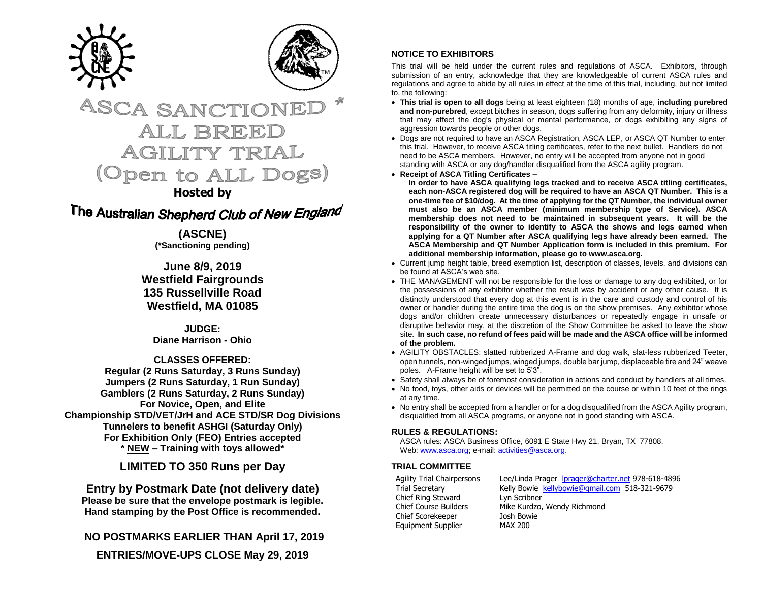# ASCA SANCTIONED * ALL BREED AGILITY TRIAL (Open to ALL Dogs)

**Hosted by**

## The Australian Shepherd Club of New England

**(ASCNE)**
**(*Sanctioning pending)**

**June 8/9, 2019**
**Westfield Fairgrounds**
**135 Russellville Road**
**Westfield, MA 01085**

**JUDGE:**
**Diane Harrison - Ohio**

**CLASSES OFFERED:**
**Regular (2 Runs Saturday, 3 Runs Sunday)**
**Jumpers (2 Runs Saturday, 1 Run Sunday)**
**Gamblers (2 Runs Saturday, 2 Runs Sunday)**
**For Novice, Open, and Elite**
**Championship STD/VET/JrH and ACE STD/SR Dog Divisions**
**Tunnelers to benefit ASHGI (Saturday Only)**
**For Exhibition Only (FEO) Entries accepted**
**\* NEW – Training with toys allowed\***

**LIMITED TO 350 Runs per Day**

**Entry by Postmark Date (not delivery date)**
**Please be sure that the envelope postmark is legible.**
**Hand stamping by the Post Office is recommended.**

**NO POSTMARKS EARLIER THAN April 17, 2019**

**ENTRIES/MOVE-UPS CLOSE May 29, 2019**

### NOTICE TO EXHIBITORS

This trial will be held under the current rules and regulations of ASCA. Exhibitors, through submission of an entry, acknowledge that they are knowledgeable of current ASCA rules and regulations and agree to abide by all rules in effect at the time of this trial, including, but not limited to, the following:

- **This trial is open to all dogs** being at least eighteen (18) months of age, **including purebred and non-purebred**, except bitches in season, dogs suffering from any deformity, injury or illness that may affect the dog's physical or mental performance, or dogs exhibiting any signs of aggression towards people or other dogs.
- Dogs are not required to have an ASCA Registration, ASCA LEP, or ASCA QT Number to enter this trial. However, to receive ASCA titling certificates, refer to the next bullet. Handlers do not need to be ASCA members. However, no entry will be accepted from anyone not in good standing with ASCA or any dog/handler disqualified from the ASCA agility program.
- **Receipt of ASCA Titling Certificates –**
  **In order to have ASCA qualifying legs tracked and to receive ASCA titling certificates, each non-ASCA registered dog will be required to have an ASCA QT Number. This is a one-time fee of $10/dog. At the time of applying for the QT Number, the individual owner must also be an ASCA member (minimum membership type of Service). ASCA membership does not need to be maintained in subsequent years. It will be the responsibility of the owner to identify to ASCA the shows and legs earned when applying for a QT Number after ASCA qualifying legs have already been earned. The ASCA Membership and QT Number Application form is included in this premium. For additional membership information, please go to www.asca.org.**
- Current jump height table, breed exemption list, description of classes, levels, and divisions can be found at ASCA's web site.
- THE MANAGEMENT will not be responsible for the loss or damage to any dog exhibited, or for the possessions of any exhibitor whether the result was by accident or any other cause. It is distinctly understood that every dog at this event is in the care and custody and control of his owner or handler during the entire time the dog is on the show premises. Any exhibitor whose dogs and/or children create unnecessary disturbances or repeatedly engage in unsafe or disruptive behavior may, at the discretion of the Show Committee be asked to leave the show site. **In such case, no refund of fees paid will be made and the ASCA office will be informed of the problem.**
- AGILITY OBSTACLES: slatted rubberized A-Frame and dog walk, slat-less rubberized Teeter, open tunnels, non-winged jumps, winged jumps, double bar jump, displaceable tire and 24" weave poles. A-Frame height will be set to 5'3".
- Safety shall always be of foremost consideration in actions and conduct by handlers at all times.
- No food, toys, other aids or devices will be permitted on the course or within 10 feet of the rings at any time.
- No entry shall be accepted from a handler or for a dog disqualified from the ASCA Agility program, disqualified from all ASCA programs, or anyone not in good standing with ASCA.

### RULES & REGULATIONS:

ASCA rules: ASCA Business Office, 6091 E State Hwy 21, Bryan, TX 77808.
Web: www.asca.org; e-mail: activities@asca.org.

### TRIAL COMMITTEE

| | |
|---|---|
| Agility Trial Chairpersons | Lee/Linda Prager lprager@charter.net 978-618-4896 |
| Trial Secretary | Kelly Bowie kellybowie@gmail.com 518-321-9679 |
| Chief Ring Steward | Lyn Scribner |
| Chief Course Builders | Mike Kurdzo, Wendy Richmond |
| Chief Scorekeeper | Josh Bowie |
| Equipment Supplier | MAX 200 |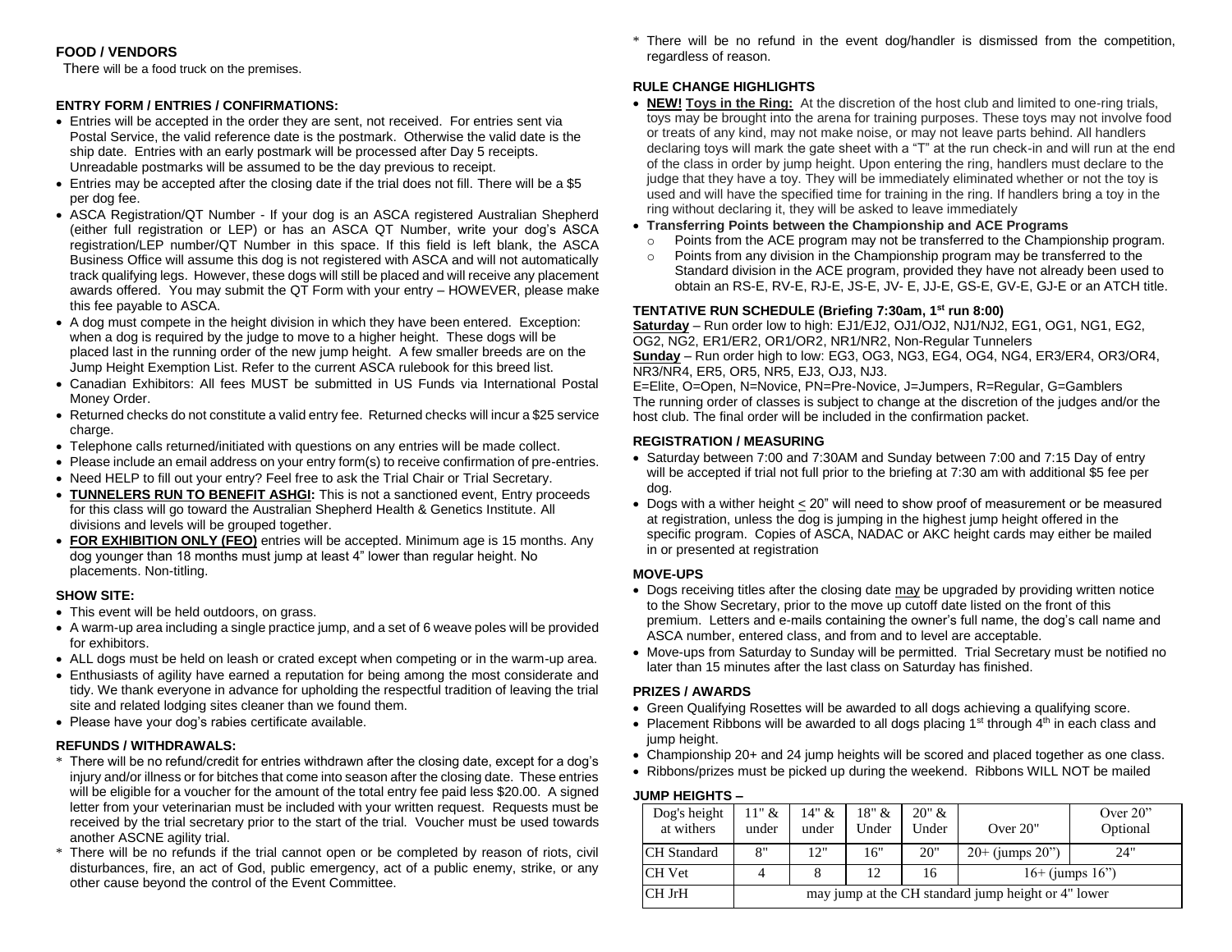## FOOD / VENDORS

There will be a food truck on the premises.

## ENTRY FORM / ENTRIES / CONFIRMATIONS:

- Entries will be accepted in the order they are sent, not received. For entries sent via Postal Service, the valid reference date is the postmark. Otherwise the valid date is the ship date. Entries with an early postmark will be processed after Day 5 receipts. Unreadable postmarks will be assumed to be the day previous to receipt.
- Entries may be accepted after the closing date if the trial does not fill. There will be a $5 per dog fee.
- ASCA Registration/QT Number - If your dog is an ASCA registered Australian Shepherd (either full registration or LEP) or has an ASCA QT Number, write your dog's ASCA registration/LEP number/QT Number in this space. If this field is left blank, the ASCA Business Office will assume this dog is not registered with ASCA and will not automatically track qualifying legs. However, these dogs will still be placed and will receive any placement awards offered. You may submit the QT Form with your entry – HOWEVER, please make this fee payable to ASCA.
- A dog must compete in the height division in which they have been entered. Exception: when a dog is required by the judge to move to a higher height. These dogs will be placed last in the running order of the new jump height. A few smaller breeds are on the Jump Height Exemption List. Refer to the current ASCA rulebook for this breed list.
- Canadian Exhibitors: All fees MUST be submitted in US Funds via International Postal Money Order.
- Returned checks do not constitute a valid entry fee. Returned checks will incur a $25 service charge.
- Telephone calls returned/initiated with questions on any entries will be made collect.
- Please include an email address on your entry form(s) to receive confirmation of pre-entries.
- Need HELP to fill out your entry? Feel free to ask the Trial Chair or Trial Secretary.
- **TUNNELERS RUN TO BENEFIT ASHGI:** This is not a sanctioned event, Entry proceeds for this class will go toward the Australian Shepherd Health & Genetics Institute. All divisions and levels will be grouped together.
- **FOR EXHIBITION ONLY (FEO)** entries will be accepted. Minimum age is 15 months. Any dog younger than 18 months must jump at least 4" lower than regular height. No placements. Non-titling.

## SHOW SITE:

- This event will be held outdoors, on grass.
- A warm-up area including a single practice jump, and a set of 6 weave poles will be provided for exhibitors.
- ALL dogs must be held on leash or crated except when competing or in the warm-up area.
- Enthusiasts of agility have earned a reputation for being among the most considerate and tidy. We thank everyone in advance for upholding the respectful tradition of leaving the trial site and related lodging sites cleaner than we found them.
- Please have your dog's rabies certificate available.

## REFUNDS / WITHDRAWALS:

- \* There will be no refund/credit for entries withdrawn after the closing date, except for a dog's injury and/or illness or for bitches that come into season after the closing date. These entries will be eligible for a voucher for the amount of the total entry fee paid less $20.00. A signed letter from your veterinarian must be included with your written request. Requests must be received by the trial secretary prior to the start of the trial. Voucher must be used towards another ASCNE agility trial.
- \* There will be no refunds if the trial cannot open or be completed by reason of riots, civil disturbances, fire, an act of God, public emergency, act of a public enemy, strike, or any other cause beyond the control of the Event Committee.
- \* There will be no refund in the event dog/handler is dismissed from the competition, regardless of reason.

## RULE CHANGE HIGHLIGHTS

- **NEW! Toys in the Ring:** At the discretion of the host club and limited to one-ring trials, toys may be brought into the arena for training purposes. These toys may not involve food or treats of any kind, may not make noise, or may not leave parts behind. All handlers declaring toys will mark the gate sheet with a "T" at the run check-in and will run at the end of the class in order by jump height. Upon entering the ring, handlers must declare to the judge that they have a toy. They will be immediately eliminated whether or not the toy is used and will have the specified time for training in the ring. If handlers bring a toy in the ring without declaring it, they will be asked to leave immediately
- **Transferring Points between the Championship and ACE Programs**
  - Points from the ACE program may not be transferred to the Championship program.
  - Points from any division in the Championship program may be transferred to the Standard division in the ACE program, provided they have not already been used to obtain an RS-E, RV-E, RJ-E, JS-E, JV- E, JJ-E, GS-E, GV-E, GJ-E or an ATCH title.

## TENTATIVE RUN SCHEDULE (Briefing 7:30am, 1st run 8:00)

**Saturday** – Run order low to high: EJ1/EJ2, OJ1/OJ2, NJ1/NJ2, EG1, OG1, NG1, EG2, OG2, NG2, ER1/ER2, OR1/OR2, NR1/NR2, Non-Regular Tunnelers

**Sunday** – Run order high to low: EG3, OG3, NG3, EG4, OG4, NG4, ER3/ER4, OR3/OR4, NR3/NR4, ER5, OR5, NR5, EJ3, OJ3, NJ3.

E=Elite, O=Open, N=Novice, PN=Pre-Novice, J=Jumpers, R=Regular, G=Gamblers

The running order of classes is subject to change at the discretion of the judges and/or the host club. The final order will be included in the confirmation packet.

## REGISTRATION / MEASURING

- Saturday between 7:00 and 7:30AM and Sunday between 7:00 and 7:15 Day of entry will be accepted if trial not full prior to the briefing at 7:30 am with additional $5 fee per dog.
- Dogs with a wither height ≤ 20" will need to show proof of measurement or be measured at registration, unless the dog is jumping in the highest jump height offered in the specific program. Copies of ASCA, NADAC or AKC height cards may either be mailed in or presented at registration

## MOVE-UPS

- Dogs receiving titles after the closing date may be upgraded by providing written notice to the Show Secretary, prior to the move up cutoff date listed on the front of this premium. Letters and e-mails containing the owner's full name, the dog's call name and ASCA number, entered class, and from and to level are acceptable.
- Move-ups from Saturday to Sunday will be permitted. Trial Secretary must be notified no later than 15 minutes after the last class on Saturday has finished.

## PRIZES / AWARDS

- Green Qualifying Rosettes will be awarded to all dogs achieving a qualifying score.
- Placement Ribbons will be awarded to all dogs placing 1st through 4th in each class and jump height.
- Championship 20+ and 24 jump heights will be scored and placed together as one class.
- Ribbons/prizes must be picked up during the weekend. Ribbons WILL NOT be mailed

## JUMP HEIGHTS –

| Dog's height at withers | 11" & under | 14" & under | 18" & Under | 20" & Under | Over 20" | Over 20" Optional |
|---|---|---|---|---|---|---|
| CH Standard | 8" | 12" | 16" | 20" | 20+ (jumps 20") | 24" |
| CH Vet | 4 | 8 | 12 | 16 | 16+ (jumps 16") | |
| CH JrH | may jump at the CH standard jump height or 4" lower | | | | | |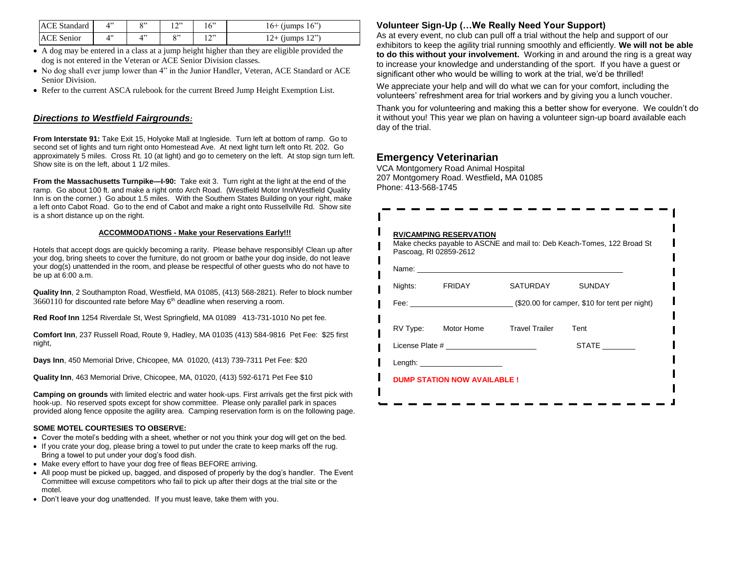| ACE Standard | 4" | 8" | 12" | 16" | 16+ (jumps 16") |
|---|---|---|---|---|---|
| ACE Senior | 4" | 4" | 8" | 12" | 12+ (jumps 12") |

- A dog may be entered in a class at a jump height higher than they are eligible provided the dog is not entered in the Veteran or ACE Senior Division classes.
- No dog shall ever jump lower than 4" in the Junior Handler, Veteran, ACE Standard or ACE Senior Division.
- Refer to the current ASCA rulebook for the current Breed Jump Height Exemption List.

## ***Directions to Westfield Fairgrounds:***

**From Interstate 91:** Take Exit 15, Holyoke Mall at Ingleside. Turn left at bottom of ramp. Go to second set of lights and turn right onto Homestead Ave. At next light turn left onto Rt. 202. Go approximately 5 miles. Cross Rt. 10 (at light) and go to cemetery on the left. At stop sign turn left. Show site is on the left, about 1 1/2 miles.

**From the Massachusetts Turnpike—I-90:** Take exit 3. Turn right at the light at the end of the ramp. Go about 100 ft. and make a right onto Arch Road. (Westfield Motor Inn/Westfield Quality Inn is on the corner.) Go about 1.5 miles. With the Southern States Building on your right, make a left onto Cabot Road. Go to the end of Cabot and make a right onto Russellville Rd. Show site is a short distance up on the right.

**ACCOMMODATIONS - Make your Reservations Early!!!**

Hotels that accept dogs are quickly becoming a rarity. Please behave responsibly! Clean up after your dog, bring sheets to cover the furniture, do not groom or bathe your dog inside, do not leave your dog(s) unattended in the room, and please be respectful of other guests who do not have to be up at 6:00 a.m.

**Quality Inn**, 2 Southampton Road, Westfield, MA 01085, (413) 568-2821). Refer to block number 3660110 for discounted rate before May 6th deadline when reserving a room.

**Red Roof Inn** 1254 Riverdale St, West Springfield, MA 01089 413-731-1010 No pet fee.

**Comfort Inn**, 237 Russell Road, Route 9, Hadley, MA 01035 (413) 584-9816 Pet Fee: $25 first night,

**Days Inn**, 450 Memorial Drive, Chicopee, MA 01020, (413) 739-7311 Pet Fee: $20

**Quality Inn**, 463 Memorial Drive, Chicopee, MA, 01020, (413) 592-6171 Pet Fee $10

**Camping on grounds** with limited electric and water hook-ups. First arrivals get the first pick with hook-up. No reserved spots except for show committee. Please only parallel park in spaces provided along fence opposite the agility area. Camping reservation form is on the following page.

**SOME MOTEL COURTESIES TO OBSERVE:**

- Cover the motel's bedding with a sheet, whether or not you think your dog will get on the bed.
- If you crate your dog, please bring a towel to put under the crate to keep marks off the rug. Bring a towel to put under your dog's food dish.
- Make every effort to have your dog free of fleas BEFORE arriving.
- All poop must be picked up, bagged, and disposed of properly by the dog's handler. The Event Committee will excuse competitors who fail to pick up after their dogs at the trial site or the motel.
- Don't leave your dog unattended. If you must leave, take them with you.

### Volunteer Sign-Up (…We Really Need Your Support)

As at every event, no club can pull off a trial without the help and support of our exhibitors to keep the agility trial running smoothly and efficiently. **We will not be able to do this without your involvement.** Working in and around the ring is a great way to increase your knowledge and understanding of the sport. If you have a guest or significant other who would be willing to work at the trial, we'd be thrilled!

We appreciate your help and will do what we can for your comfort, including the volunteers' refreshment area for trial workers and by giving you a lunch voucher.

Thank you for volunteering and making this a better show for everyone. We couldn't do it without you! This year we plan on having a volunteer sign-up board available each day of the trial.

## Emergency Veterinarian

VCA Montgomery Road Animal Hospital
207 Montgomery Road. Westfield, MA 01085
Phone: 413-568-1745

**RV/CAMPING RESERVATION**

Make checks payable to ASCNE and mail to: Deb Keach-Tomes, 122 Broad St Pascoag, RI 02859-2612

Name: ______________________________

Nights: FRIDAY SATURDAY SUNDAY

Fee: ______________ ($20.00 for camper, $10 for tent per night)

RV Type: Motor Home Travel Trailer Tent

License Plate # ______________ STATE ________

Length: ____________

**DUMP STATION NOW AVAILABLE !**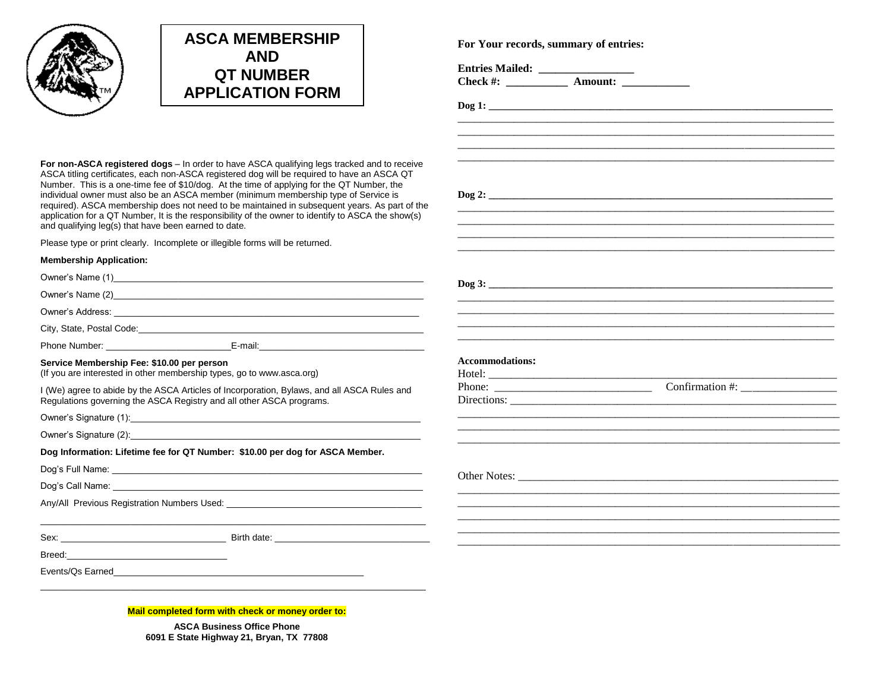# ASCA MEMBERSHIP AND QT NUMBER APPLICATION FORM

**For non-ASCA registered dogs** – In order to have ASCA qualifying legs tracked and to receive ASCA titling certificates, each non-ASCA registered dog will be required to have an ASCA QT Number. This is a one-time fee of $10/dog. At the time of applying for the QT Number, the individual owner must also be an ASCA member (minimum membership type of Service is required). ASCA membership does not need to be maintained in subsequent years. As part of the application for a QT Number, It is the responsibility of the owner to identify to ASCA the show(s) and qualifying leg(s) that have been earned to date.

Please type or print clearly. Incomplete or illegible forms will be returned.

**Membership Application:**

Owner's Name (1)\_\_\_\_\_\_\_\_\_\_\_\_\_\_\_\_\_\_\_\_\_\_\_\_\_\_\_\_\_\_\_\_\_\_\_\_\_\_\_\_

Owner's Name (2)\_\_\_\_\_\_\_\_\_\_\_\_\_\_\_\_\_\_\_\_\_\_\_\_\_\_\_\_\_\_\_\_\_\_\_\_\_\_\_\_

Owner's Address: \_\_\_\_\_\_\_\_\_\_\_\_\_\_\_\_\_\_\_\_\_\_\_\_\_\_\_\_\_\_\_\_\_\_\_\_\_\_\_\_

City, State, Postal Code:\_\_\_\_\_\_\_\_\_\_\_\_\_\_\_\_\_\_\_\_\_\_\_\_\_\_\_\_\_\_\_\_\_\_\_\_

Phone Number: \_\_\_\_\_\_\_\_\_\_\_\_\_\_\_\_\_\_\_\_E-mail:\_\_\_\_\_\_\_\_\_\_\_\_\_\_\_\_\_\_\_\_

**Service Membership Fee: $10.00 per person**
(If you are interested in other membership types, go to www.asca.org)

I (We) agree to abide by the ASCA Articles of Incorporation, Bylaws, and all ASCA Rules and Regulations governing the ASCA Registry and all other ASCA programs.

Owner's Signature (1):\_\_\_\_\_\_\_\_\_\_\_\_\_\_\_\_\_\_\_\_\_\_\_\_\_\_\_\_\_\_\_\_\_\_\_\_\_\_

Owner's Signature (2):\_\_\_\_\_\_\_\_\_\_\_\_\_\_\_\_\_\_\_\_\_\_\_\_\_\_\_\_\_\_\_\_\_\_\_\_\_\_

**Dog Information: Lifetime fee for QT Number: $10.00 per dog for ASCA Member.**

Dog's Full Name: \_\_\_\_\_\_\_\_\_\_\_\_\_\_\_\_\_\_\_\_\_\_\_\_\_\_\_\_\_\_\_\_\_\_\_\_\_\_\_\_

Dog's Call Name: \_\_\_\_\_\_\_\_\_\_\_\_\_\_\_\_\_\_\_\_\_\_\_\_\_\_\_\_\_\_\_\_\_\_\_\_\_\_\_\_

Any/All Previous Registration Numbers Used: \_\_\_\_\_\_\_\_\_\_\_\_\_\_\_\_\_\_\_\_\_\_\_\_

\_\_\_\_\_\_\_\_\_\_\_\_\_\_\_\_\_\_\_\_\_\_\_\_\_\_\_\_\_\_\_\_\_\_\_\_\_\_\_\_\_\_\_\_\_\_\_\_\_\_\_\_\_\_\_\_

Sex: \_\_\_\_\_\_\_\_\_\_\_\_\_\_\_\_\_\_\_\_ Birth date: \_\_\_\_\_\_\_\_\_\_\_\_\_\_\_\_\_\_\_\_

Breed:\_\_\_\_\_\_\_\_\_\_\_\_\_\_\_\_\_\_\_\_

Events/Qs Earned\_\_\_\_\_\_\_\_\_\_\_\_\_\_\_\_\_\_\_\_\_\_\_\_\_\_\_\_\_\_\_\_\_\_

\_\_\_\_\_\_\_\_\_\_\_\_\_\_\_\_\_\_\_\_\_\_\_\_\_\_\_\_\_\_\_\_\_\_\_\_\_\_\_\_\_\_\_\_\_\_\_\_\_\_\_\_\_\_\_\_

**Mail completed form with check or money order to:**

**ASCA Business Office Phone**
**6091 E State Highway 21, Bryan, TX 77808**

**For Your records, summary of entries:**

**Entries Mailed:** \_\_\_\_\_\_\_\_\_\_\_\_\_\_\_\_
**Check #:** \_\_\_\_\_\_\_\_\_\_ **Amount:** \_\_\_\_\_\_\_\_\_\_\_

**Dog 1:** \_\_\_\_\_\_\_\_\_\_\_\_\_\_\_\_\_\_\_\_\_\_\_\_\_\_\_\_\_\_\_\_\_\_\_\_\_\_\_\_\_\_\_\_\_\_\_\_

**Dog 2:** \_\_\_\_\_\_\_\_\_\_\_\_\_\_\_\_\_\_\_\_\_\_\_\_\_\_\_\_\_\_\_\_\_\_\_\_\_\_\_\_\_\_\_\_\_\_\_\_

**Dog 3:** \_\_\_\_\_\_\_\_\_\_\_\_\_\_\_\_\_\_\_\_\_\_\_\_\_\_\_\_\_\_\_\_\_\_\_\_\_\_\_\_\_\_\_\_\_\_\_\_

**Accommodations:**
Hotel: \_\_\_\_\_\_\_\_\_\_\_\_\_\_\_\_\_\_\_\_\_\_\_\_\_\_\_\_\_\_\_\_\_\_\_\_\_\_\_\_\_\_\_\_
Phone: \_\_\_\_\_\_\_\_\_\_\_\_\_\_\_\_\_\_\_\_ Confirmation #: \_\_\_\_\_\_\_\_\_\_\_\_\_\_\_\_
Directions: \_\_\_\_\_\_\_\_\_\_\_\_\_\_\_\_\_\_\_\_\_\_\_\_\_\_\_\_\_\_\_\_\_\_\_\_\_\_\_\_\_\_

Other Notes: \_\_\_\_\_\_\_\_\_\_\_\_\_\_\_\_\_\_\_\_\_\_\_\_\_\_\_\_\_\_\_\_\_\_\_\_\_\_\_\_\_\_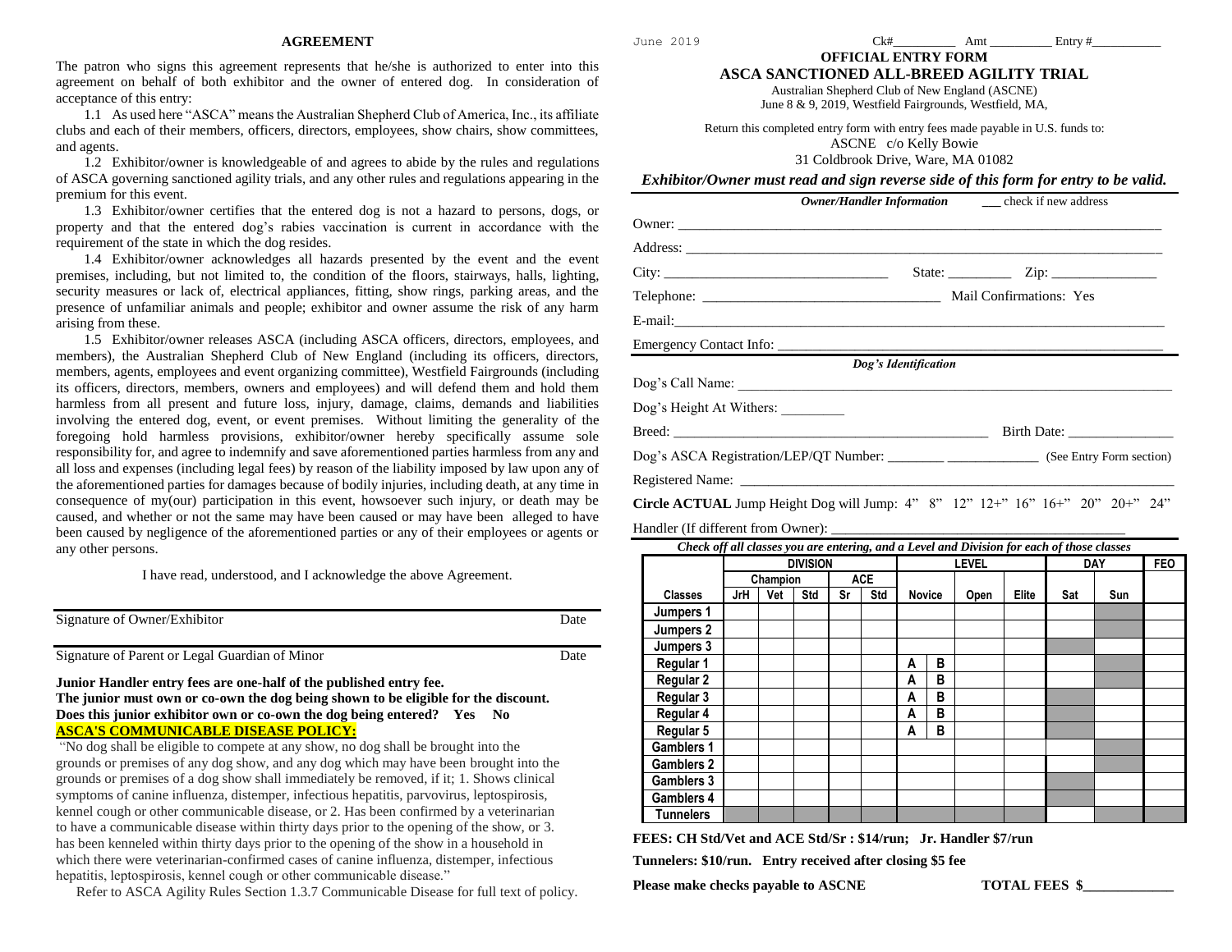## AGREEMENT

The patron who signs this agreement represents that he/she is authorized to enter into this agreement on behalf of both exhibitor and the owner of entered dog. In consideration of acceptance of this entry:

1.1 As used here "ASCA" means the Australian Shepherd Club of America, Inc., its affiliate clubs and each of their members, officers, directors, employees, show chairs, show committees, and agents.

1.2 Exhibitor/owner is knowledgeable of and agrees to abide by the rules and regulations of ASCA governing sanctioned agility trials, and any other rules and regulations appearing in the premium for this event.

1.3 Exhibitor/owner certifies that the entered dog is not a hazard to persons, dogs, or property and that the entered dog's rabies vaccination is current in accordance with the requirement of the state in which the dog resides.

1.4 Exhibitor/owner acknowledges all hazards presented by the event and the event premises, including, but not limited to, the condition of the floors, stairways, halls, lighting, security measures or lack of, electrical appliances, fitting, show rings, parking areas, and the presence of unfamiliar animals and people; exhibitor and owner assume the risk of any harm arising from these.

1.5 Exhibitor/owner releases ASCA (including ASCA officers, directors, employees, and members), the Australian Shepherd Club of New England (including its officers, directors, members, agents, employees and event organizing committee), Westfield Fairgrounds (including its officers, directors, members, owners and employees) and will defend them and hold them harmless from all present and future loss, injury, damage, claims, demands and liabilities involving the entered dog, event, or event premises. Without limiting the generality of the foregoing hold harmless provisions, exhibitor/owner hereby specifically assume sole responsibility for, and agree to indemnify and save aforementioned parties harmless from any and all loss and expenses (including legal fees) by reason of the liability imposed by law upon any of the aforementioned parties for damages because of bodily injuries, including death, at any time in consequence of my(our) participation in this event, howsoever such injury, or death may be caused, and whether or not the same may have been caused or may have been alleged to have been caused by negligence of the aforementioned parties or any of their employees or agents or any other persons.

I have read, understood, and I acknowledge the above Agreement.

Signature of Owner/Exhibitor ____________________ Date

Signature of Parent or Legal Guardian of Minor ____________________ Date

**Junior Handler entry fees are one-half of the published entry fee.**
**The junior must own or co-own the dog being shown to be eligible for the discount.**
**Does this junior exhibitor own or co-own the dog being entered? Yes No**

**ASCA'S COMMUNICABLE DISEASE POLICY:**

"No dog shall be eligible to compete at any show, no dog shall be brought into the grounds or premises of any dog show, and any dog which may have been brought into the grounds or premises of a dog show shall immediately be removed, if it; 1. Shows clinical symptoms of canine influenza, distemper, infectious hepatitis, parvovirus, leptospirosis, kennel cough or other communicable disease, or 2. Has been confirmed by a veterinarian to have a communicable disease within thirty days prior to the opening of the show, or 3. has been kenneled within thirty days prior to the opening of the show in a household in which there were veterinarian-confirmed cases of canine influenza, distemper, infectious hepatitis, leptospirosis, kennel cough or other communicable disease."

Refer to ASCA Agility Rules Section 1.3.7 Communicable Disease for full text of policy.

June 2019 Ck#__________ Amt __________ Entry #___________

## OFFICIAL ENTRY FORM
## ASCA SANCTIONED ALL-BREED AGILITY TRIAL

Australian Shepherd Club of New England (ASCNE)
June 8 & 9, 2019, Westfield Fairgrounds, Westfield, MA,

Return this completed entry form with entry fees made payable in U.S. funds to:
ASCNE c/o Kelly Bowie
31 Coldbrook Drive, Ware, MA 01082

***Exhibitor/Owner must read and sign reverse side of this form for entry to be valid.***

***Owner/Handler Information*** ___ check if new address

Owner: ____________________

Address: ____________________

City: ____________________ State: _________ Zip: _______________

Telephone: ____________________ Mail Confirmations: Yes

E-mail: ____________________

Emergency Contact Info: ____________________

***Dog's Identification***

Dog's Call Name: ____________________

Dog's Height At Withers: _________

Breed: ____________________ Birth Date: _______________

Dog's ASCA Registration/LEP/QT Number: ________ _____________ (See Entry Form section)

Registered Name: ____________________

**Circle ACTUAL** Jump Height Dog will Jump: 4" 8" 12" 12+" 16" 16+" 20" 20+" 24"

Handler (If different from Owner): ____________________

***Check off all classes you are entering, and a Level and Division for each of those classes***

| | DIVISION | | | | | LEVEL | | | | DAY | | FEO |
|---|---|---|---|---|---|---|---|---|---|---|---|---|
| | | Champion | | ACE | | | | | | | | |
| **Classes** | **JrH** | **Vet** | **Std** | **Sr** | **Std** | **Novice** | | **Open** | **Elite** | **Sat** | **Sun** | |
| Jumpers 1 | | | | | | | | | | | | |
| Jumpers 2 | | | | | | | | | | | | |
| Jumpers 3 | | | | | | | | | | | | |
| Regular 1 | | | | | | A | B | | | | | |
| Regular 2 | | | | | | A | B | | | | | |
| Regular 3 | | | | | | A | B | | | | | |
| Regular 4 | | | | | | A | B | | | | | |
| Regular 5 | | | | | | A | B | | | | | |
| Gamblers 1 | | | | | | | | | | | | |
| Gamblers 2 | | | | | | | | | | | | |
| Gamblers 3 | | | | | | | | | | | | |
| Gamblers 4 | | | | | | | | | | | | |
| Tunnelers | | | | | | | | | | | | |

**FEES: CH Std/Vet and ACE Std/Sr : $14/run; Jr. Handler $7/run**

**Tunnelers: $10/run. Entry received after closing $5 fee**

**Please make checks payable to ASCNE** **TOTAL FEES $____________**